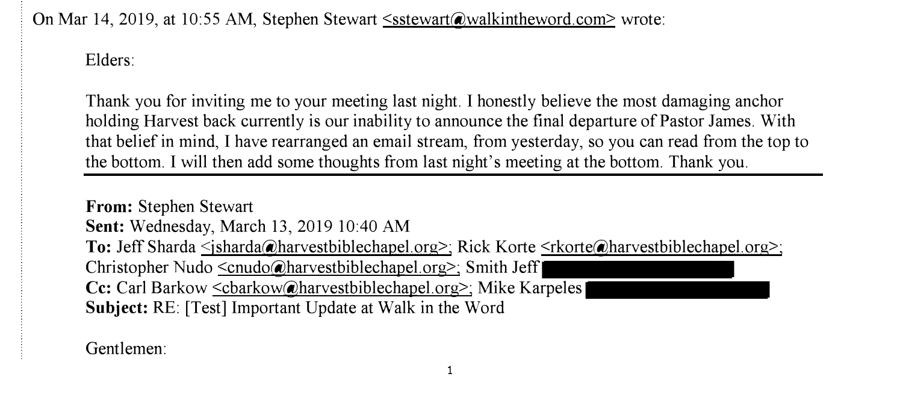On Mar 14, 2019, at 10:55 AM, Stephen Stewart <sstewart@walkintheword.com> wrote:

Elders:

Thank you for inviting me to your meeting last night. I honestly believe the most damaging anchor holding Harvest back currently is our inability to announce the final departure of Pastor James. With that belief in mind, I have rearranged an email stream, from yesterday, so you can read from the top to the bottom. I will then add some thoughts from last night's meeting at the bottom. Thank you.

---

**From:** Stephen Stewart
**Sent:** Wednesday, March 13, 2019 10:40 AM
**To:** Jeff Sharda <jsharda@harvestbiblechapel.org>; Rick Korte <rkorte@harvestbiblechapel.org>; Christopher Nudo <cnudo@harvestbiblechapel.org>; Smith Jeff [REDACTED]
**Cc:** Carl Barkow <cbarkow@harvestbiblechapel.org>; Mike Karpeles [REDACTED]
**Subject:** RE: [Test] Important Update at Walk in the Word

Gentlemen: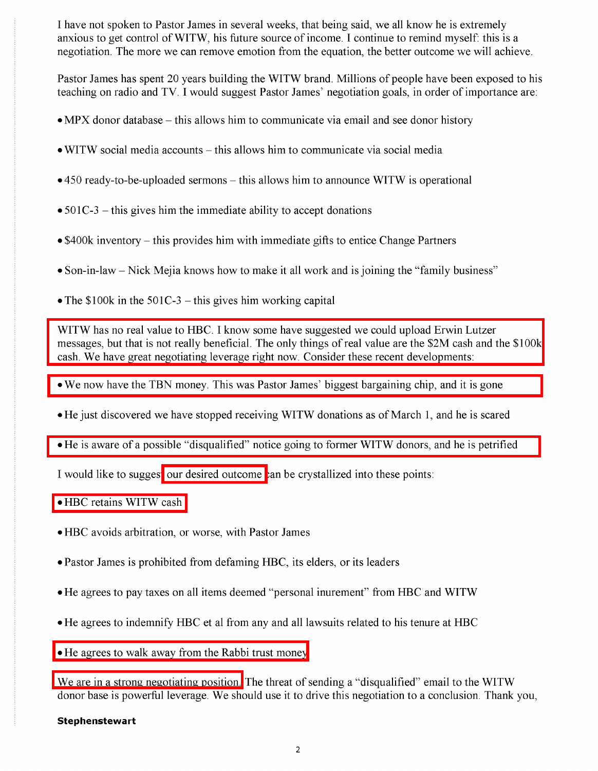I have not spoken to Pastor James in several weeks, that being said, we all know he is extremely anxious to get control of WITW, his future source of income. I continue to remind myself: this is a negotiation. The more we can remove emotion from the equation, the better outcome we will achieve.

Pastor James has spent 20 years building the WITW brand. Millions of people have been exposed to his teaching on radio and TV. I would suggest Pastor James' negotiation goals, in order of importance are:

- MPX donor database – this allows him to communicate via email and see donor history
- WITW social media accounts – this allows him to communicate via social media
- 450 ready-to-be-uploaded sermons – this allows him to announce WITW is operational
- 501C-3 – this gives him the immediate ability to accept donations
- $400k inventory – this provides him with immediate gifts to entice Change Partners
- Son-in-law – Nick Mejia knows how to make it all work and is joining the "family business"
- The $100k in the 501C-3 – this gives him working capital

WITW has no real value to HBC. I know some have suggested we could upload Erwin Lutzer messages, but that is not really beneficial. The only things of real value are the $2M cash and the $100k cash. We have great negotiating leverage right now. Consider these recent developments:

- We now have the TBN money. This was Pastor James' biggest bargaining chip, and it is gone
- He just discovered we have stopped receiving WITW donations as of March 1, and he is scared
- He is aware of a possible "disqualified" notice going to former WITW donors, and he is petrified

I would like to suggest our desired outcome can be crystallized into these points:

- HBC retains WITW cash
- HBC avoids arbitration, or worse, with Pastor James
- Pastor James is prohibited from defaming HBC, its elders, or its leaders
- He agrees to pay taxes on all items deemed "personal inurement" from HBC and WITW
- He agrees to indemnify HBC et al from any and all lawsuits related to his tenure at HBC
- He agrees to walk away from the Rabbi trust money

We are in a strong negotiating position. The threat of sending a "disqualified" email to the WITW donor base is powerful leverage. We should use it to drive this negotiation to a conclusion. Thank you,

**Stephenstewart**